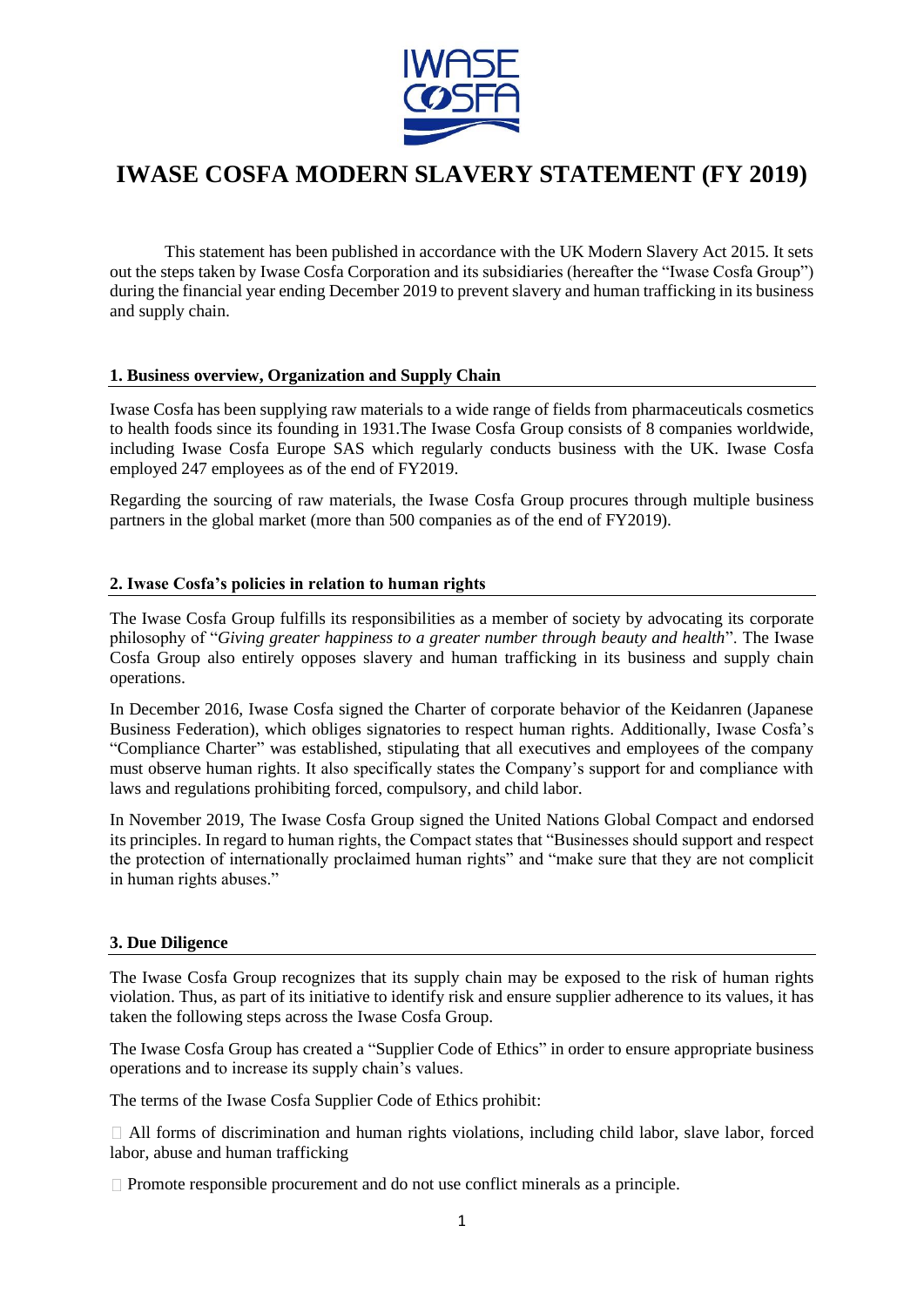# IWASE COSFA MODERN SLAVERY STATEMENT (FY 2019)

This statement has been published in accordance with the UK Modern Slavery Act 2015. It sets out the steps taken by Iwase Cosfa Corporation and its subsidiaries (hereafter the "Iwase Cosfa Group") during the financial year ending December 2019 to prevent slavery and human trafficking in its business and supply chain.

## 1. Business overview, Organization and Supply Chain

Iwase Cosfa has been supplying raw materials to a wide range of fields from pharmaceuticals cosmetics to health foods since its founding in 1931.The Iwase Cosfa Group consists of 8 companies worldwide, including Iwase Cosfa Europe SAS which regularly conducts business with the UK. Iwase Cosfa employed 247 employees as of the end of FY2019.

Regarding the sourcing of raw materials, the Iwase Cosfa Group procures through multiple business partners in the global market (more than 500 companies as of the end of FY2019).

## 2. Iwase Cosfa's policies in relation to human rights

The Iwase Cosfa Group fulfills its responsibilities as a member of society by advocating its corporate philosophy of "*Giving greater happiness to a greater number through beauty and health*". The Iwase Cosfa Group also entirely opposes slavery and human trafficking in its business and supply chain operations.

In December 2016, Iwase Cosfa signed the Charter of corporate behavior of the Keidanren (Japanese Business Federation), which obliges signatories to respect human rights. Additionally, Iwase Cosfa's "Compliance Charter" was established, stipulating that all executives and employees of the company must observe human rights. It also specifically states the Company's support for and compliance with laws and regulations prohibiting forced, compulsory, and child labor.

In November 2019, The Iwase Cosfa Group signed the United Nations Global Compact and endorsed its principles. In regard to human rights, the Compact states that "Businesses should support and respect the protection of internationally proclaimed human rights" and "make sure that they are not complicit in human rights abuses."

## 3. Due Diligence

The Iwase Cosfa Group recognizes that its supply chain may be exposed to the risk of human rights violation. Thus, as part of its initiative to identify risk and ensure supplier adherence to its values, it has taken the following steps across the Iwase Cosfa Group.

The Iwase Cosfa Group has created a "Supplier Code of Ethics" in order to ensure appropriate business operations and to increase its supply chain's values.

The terms of the Iwase Cosfa Supplier Code of Ethics prohibit:

- All forms of discrimination and human rights violations, including child labor, slave labor, forced labor, abuse and human trafficking
- Promote responsible procurement and do not use conflict minerals as a principle.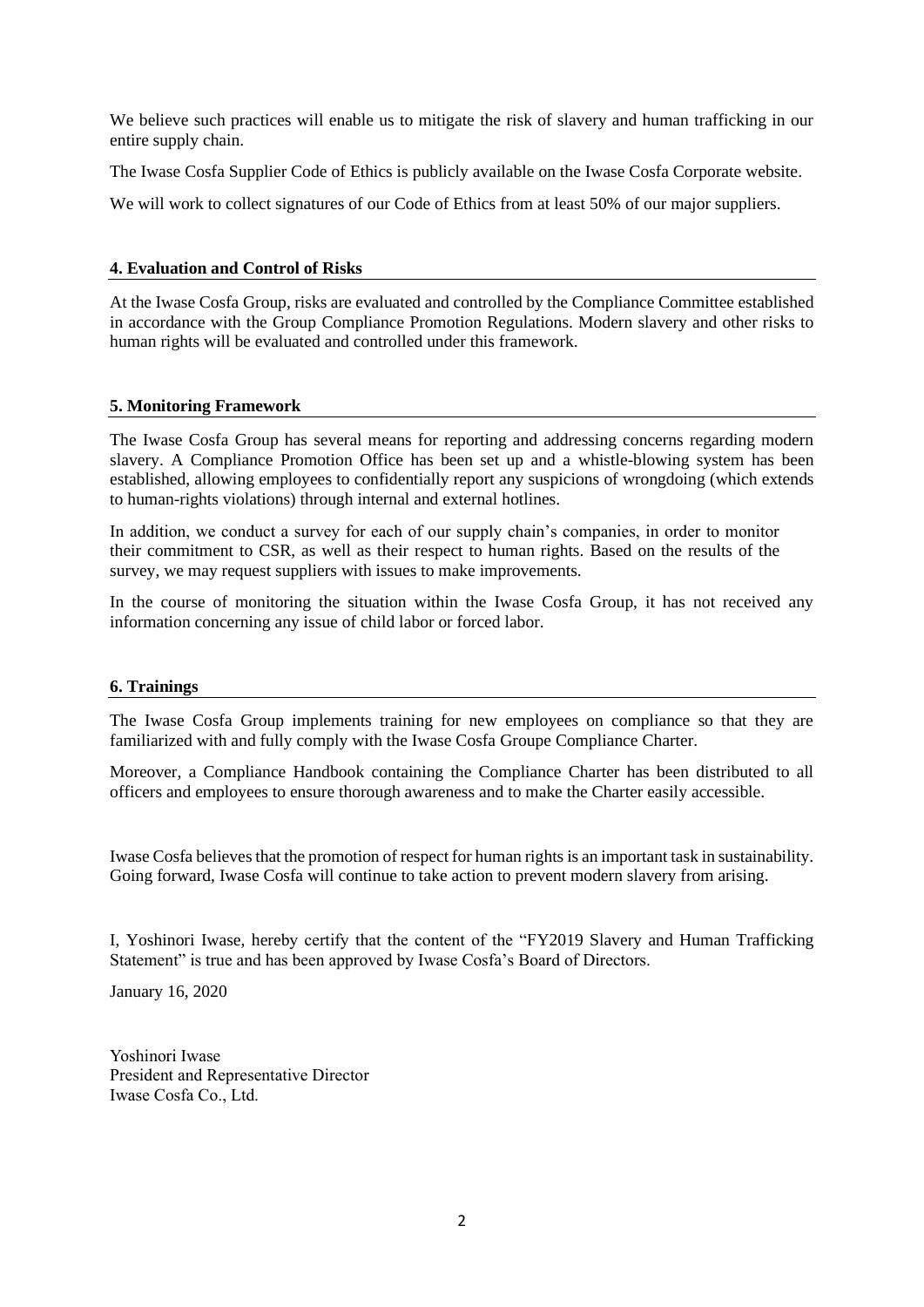We believe such practices will enable us to mitigate the risk of slavery and human trafficking in our entire supply chain.

The Iwase Cosfa Supplier Code of Ethics is publicly available on the Iwase Cosfa Corporate website.

We will work to collect signatures of our Code of Ethics from at least 50% of our major suppliers.

#### 4. Evaluation and Control of Risks

At the Iwase Cosfa Group, risks are evaluated and controlled by the Compliance Committee established in accordance with the Group Compliance Promotion Regulations. Modern slavery and other risks to human rights will be evaluated and controlled under this framework.

#### 5. Monitoring Framework

The Iwase Cosfa Group has several means for reporting and addressing concerns regarding modern slavery. A Compliance Promotion Office has been set up and a whistle-blowing system has been established, allowing employees to confidentially report any suspicions of wrongdoing (which extends to human-rights violations) through internal and external hotlines.

In addition, we conduct a survey for each of our supply chain's companies, in order to monitor their commitment to CSR, as well as their respect to human rights. Based on the results of the survey, we may request suppliers with issues to make improvements.

In the course of monitoring the situation within the Iwase Cosfa Group, it has not received any information concerning any issue of child labor or forced labor.

#### 6. Trainings

The Iwase Cosfa Group implements training for new employees on compliance so that they are familiarized with and fully comply with the Iwase Cosfa Groupe Compliance Charter.

Moreover, a Compliance Handbook containing the Compliance Charter has been distributed to all officers and employees to ensure thorough awareness and to make the Charter easily accessible.

Iwase Cosfa believes that the promotion of respect for human rights is an important task in sustainability. Going forward, Iwase Cosfa will continue to take action to prevent modern slavery from arising.

I, Yoshinori Iwase, hereby certify that the content of the "FY2019 Slavery and Human Trafficking Statement" is true and has been approved by Iwase Cosfa's Board of Directors.

January 16, 2020

Yoshinori Iwase
President and Representative Director
Iwase Cosfa Co., Ltd.